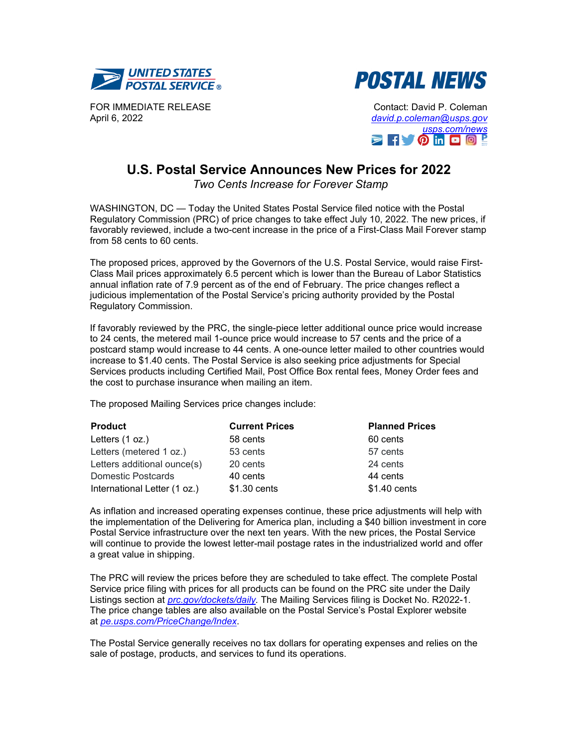UNITED STATES POSTAL SERVICE®

# POSTAL NEWS

FOR IMMEDIATE RELEASE
April 6, 2022

Contact: David P. Coleman
david.p.coleman@usps.gov
usps.com/news

## U.S. Postal Service Announces New Prices for 2022

*Two Cents Increase for Forever Stamp*

WASHINGTON, DC — Today the United States Postal Service filed notice with the Postal Regulatory Commission (PRC) of price changes to take effect July 10, 2022. The new prices, if favorably reviewed, include a two-cent increase in the price of a First-Class Mail Forever stamp from 58 cents to 60 cents.

The proposed prices, approved by the Governors of the U.S. Postal Service, would raise First-Class Mail prices approximately 6.5 percent which is lower than the Bureau of Labor Statistics annual inflation rate of 7.9 percent as of the end of February. The price changes reflect a judicious implementation of the Postal Service's pricing authority provided by the Postal Regulatory Commission.

If favorably reviewed by the PRC, the single-piece letter additional ounce price would increase to 24 cents, the metered mail 1-ounce price would increase to 57 cents and the price of a postcard stamp would increase to 44 cents. A one-ounce letter mailed to other countries would increase to $1.40 cents. The Postal Service is also seeking price adjustments for Special Services products including Certified Mail, Post Office Box rental fees, Money Order fees and the cost to purchase insurance when mailing an item.

The proposed Mailing Services price changes include:

| Product | Current Prices | Planned Prices |
|---|---|---|
| Letters (1 oz.) | 58 cents | 60 cents |
| Letters (metered 1 oz.) | 53 cents | 57 cents |
| Letters additional ounce(s) | 20 cents | 24 cents |
| Domestic Postcards | 40 cents | 44 cents |
| International Letter (1 oz.) | $1.30 cents | $1.40 cents |

As inflation and increased operating expenses continue, these price adjustments will help with the implementation of the Delivering for America plan, including a $40 billion investment in core Postal Service infrastructure over the next ten years. With the new prices, the Postal Service will continue to provide the lowest letter-mail postage rates in the industrialized world and offer a great value in shipping.

The PRC will review the prices before they are scheduled to take effect. The complete Postal Service price filing with prices for all products can be found on the PRC site under the Daily Listings section at *prc.gov/dockets/daily*. The Mailing Services filing is Docket No. R2022-1. The price change tables are also available on the Postal Service's Postal Explorer website at *pe.usps.com/PriceChange/Index*.

The Postal Service generally receives no tax dollars for operating expenses and relies on the sale of postage, products, and services to fund its operations.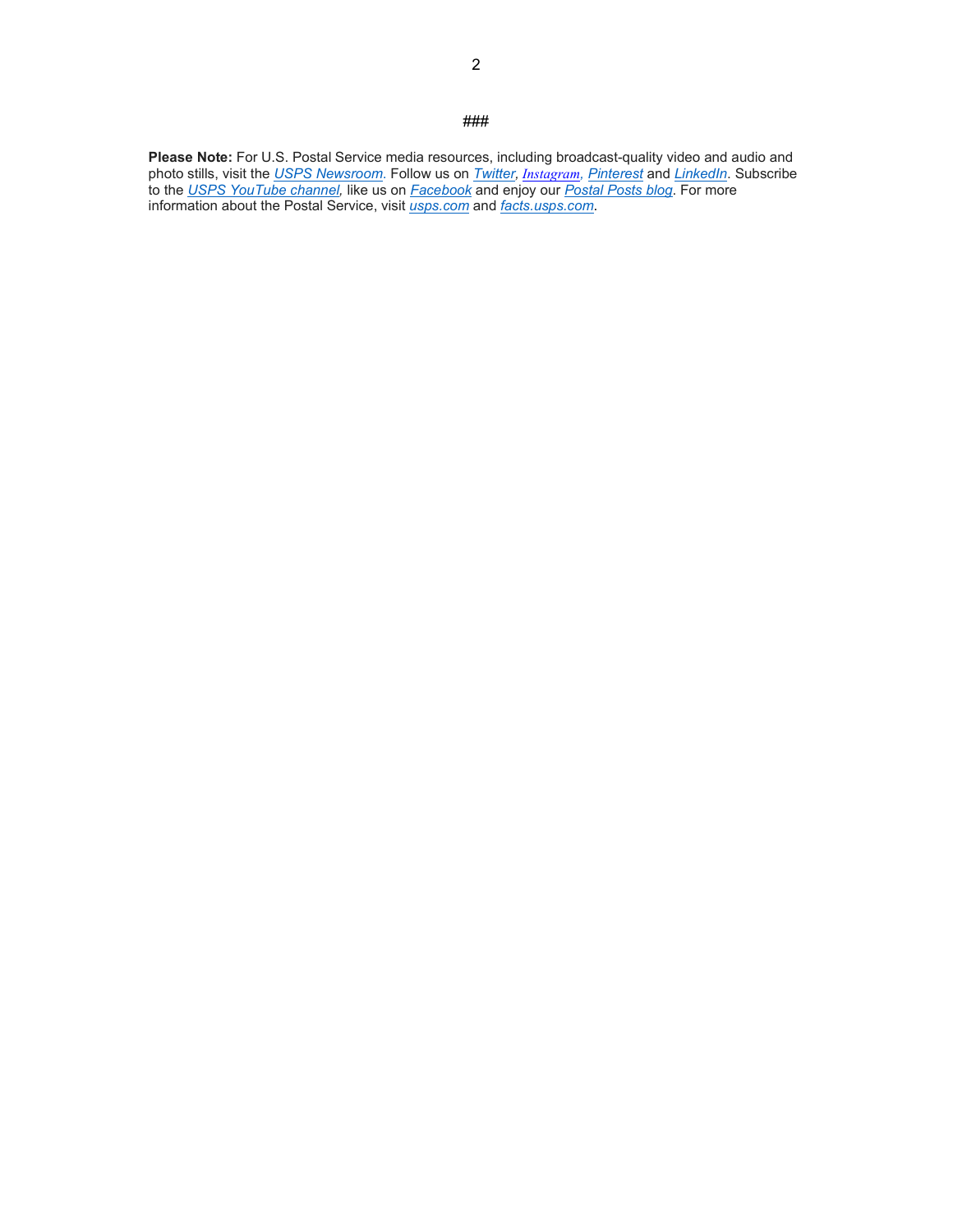###

**Please Note:** For U.S. Postal Service media resources, including broadcast-quality video and audio and photo stills, visit the *USPS Newsroom.* Follow us on *Twitter*, *Instagram*, *Pinterest* and *LinkedIn*. Subscribe to the *USPS YouTube channel*, like us on *Facebook* and enjoy our *Postal Posts blog*. For more information about the Postal Service, visit *usps.com* and *facts.usps.com*.